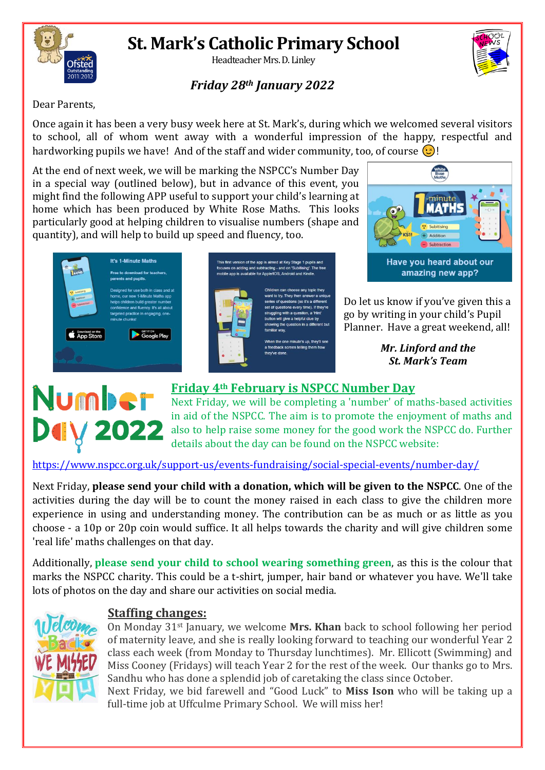# St. Mark's Catholic Primary School

Headteacher Mrs. D. Linley

***Friday 28th January 2022***

Dear Parents,

Once again it has been a very busy week here at St. Mark's, during which we welcomed several visitors to school, all of whom went away with a wonderful impression of the happy, respectful and hardworking pupils we have! And of the staff and wider community, too, of course 😉!

At the end of next week, we will be marking the NSPCC's Number Day in a special way (outlined below), but in advance of this event, you might find the following APP useful to support your child's learning at home which has been produced by White Rose Maths. This looks particularly good at helping children to visualise numbers (shape and quantity), and will help to build up speed and fluency, too.

Do let us know if you've given this a go by writing in your child's Pupil Planner. Have a great weekend, all!

***Mr. Linford and the St. Mark's Team***

## Friday 4th February is NSPCC Number Day

Next Friday, we will be completing a 'number' of maths-based activities in aid of the NSPCC. The aim is to promote the enjoyment of maths and also to help raise some money for the good work the NSPCC do. Further details about the day can be found on the NSPCC website:

https://www.nspcc.org.uk/support-us/events-fundraising/social-special-events/number-day/

Next Friday, **please send your child with a donation, which will be given to the NSPCC**. One of the activities during the day will be to count the money raised in each class to give the children more experience in using and understanding money. The contribution can be as much or as little as you choose - a 10p or 20p coin would suffice. It all helps towards the charity and will give children some 'real life' maths challenges on that day.

Additionally, **please send your child to school wearing something green**, as this is the colour that marks the NSPCC charity. This could be a t-shirt, jumper, hair band or whatever you have. We'll take lots of photos on the day and share our activities on social media.

## Staffing changes:

On Monday 31st January, we welcome **Mrs. Khan** back to school following her period of maternity leave, and she is really looking forward to teaching our wonderful Year 2 class each week (from Monday to Thursday lunchtimes). Mr. Ellicott (Swimming) and Miss Cooney (Fridays) will teach Year 2 for the rest of the week. Our thanks go to Mrs. Sandhu who has done a splendid job of caretaking the class since October.

Next Friday, we bid farewell and "Good Luck" to **Miss Ison** who will be taking up a full-time job at Uffculme Primary School. We will miss her!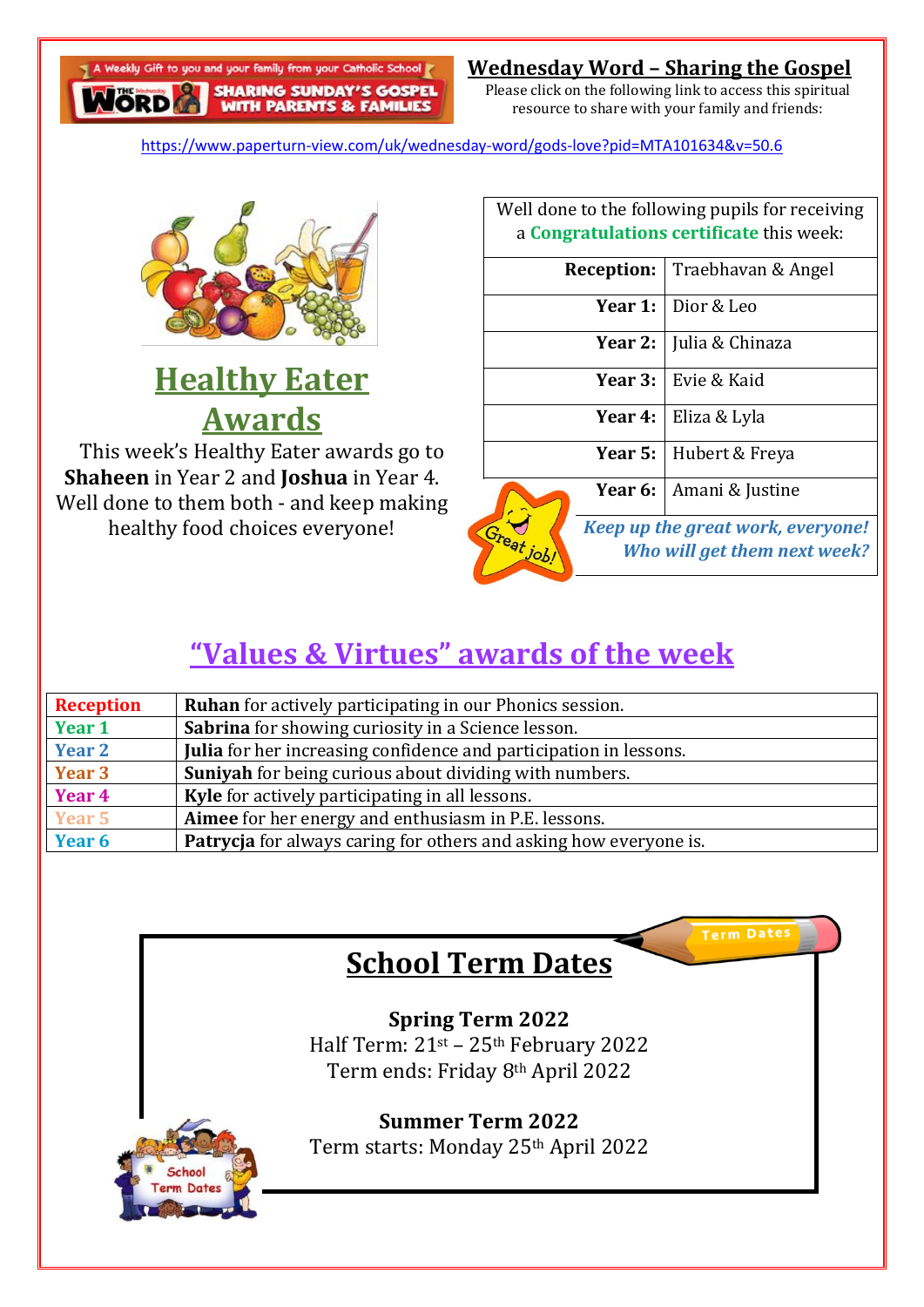## Wednesday Word – Sharing the Gospel

Please click on the following link to access this spiritual resource to share with your family and friends:

https://www.paperturn-view.com/uk/wednesday-word/gods-love?pid=MTA101634&v=50.6

## Healthy Eater Awards

This week's Healthy Eater awards go to **Shaheen** in Year 2 and **Joshua** in Year 4. Well done to them both - and keep making healthy food choices everyone!

| Well done to the following pupils for receiving a **Congratulations certificate** this week: | |
|---|---|
| **Reception:** | Traebhavan & Angel |
| **Year 1:** | Dior & Leo |
| **Year 2:** | Julia & Chinaza |
| **Year 3:** | Evie & Kaid |
| **Year 4:** | Eliza & Lyla |
| **Year 5:** | Hubert & Freya |
| **Year 6:** | Amani & Justine |

***Keep up the great work, everyone! Who will get them next week?***

## "Values & Virtues" awards of the week

| | |
|---|---|
| **Reception** | **Ruhan** for actively participating in our Phonics session. |
| **Year 1** | **Sabrina** for showing curiosity in a Science lesson. |
| **Year 2** | **Julia** for her increasing confidence and participation in lessons. |
| **Year 3** | **Suniyah** for being curious about dividing with numbers. |
| **Year 4** | **Kyle** for actively participating in all lessons. |
| **Year 5** | **Aimee** for her energy and enthusiasm in P.E. lessons. |
| **Year 6** | **Patrycja** for always caring for others and asking how everyone is. |

## School Term Dates

**Spring Term 2022**
Half Term: 21st – 25th February 2022
Term ends: Friday 8th April 2022

**Summer Term 2022**
Term starts: Monday 25th April 2022